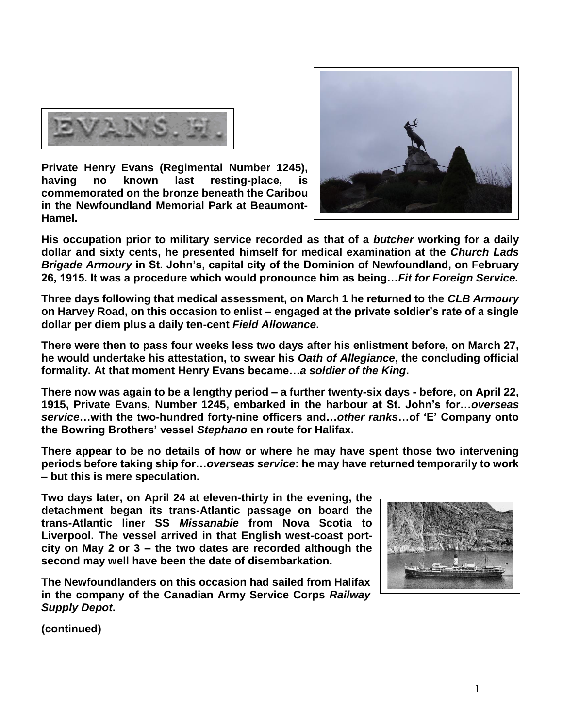EVANS. H.

**Private Henry Evans (Regimental Number 1245), having no known last resting-place, is commemorated on the bronze beneath the Caribou in the Newfoundland Memorial Park at Beaumont-Hamel.**

**His occupation prior to military service recorded as that of a *butcher* working for a daily dollar and sixty cents, he presented himself for medical examination at the *Church Lads Brigade Armoury* in St. John's, capital city of the Dominion of Newfoundland, on February 26, 1915. It was a procedure which would pronounce him as being…*Fit for Foreign Service.***

**Three days following that medical assessment, on March 1 he returned to the *CLB Armoury* on Harvey Road, on this occasion to enlist – engaged at the private soldier's rate of a single dollar per diem plus a daily ten-cent *Field Allowance*.**

**There were then to pass four weeks less two days after his enlistment before, on March 27, he would undertake his attestation, to swear his *Oath of Allegiance*, the concluding official formality. At that moment Henry Evans became…*a soldier of the King*.**

**There now was again to be a lengthy period – a further twenty-six days - before, on April 22, 1915, Private Evans, Number 1245, embarked in the harbour at St. John's for…*overseas service*…with the two-hundred forty-nine officers and…*other ranks*…of 'E' Company onto the Bowring Brothers' vessel *Stephano* en route for Halifax.**

**There appear to be no details of how or where he may have spent those two intervening periods before taking ship for…*overseas service*: he may have returned temporarily to work – but this is mere speculation.**

**Two days later, on April 24 at eleven-thirty in the evening, the detachment began its trans-Atlantic passage on board the trans-Atlantic liner SS *Missanabie* from Nova Scotia to Liverpool. The vessel arrived in that English west-coast port-city on May 2 or 3 – the two dates are recorded although the second may well have been the date of disembarkation.**

**The Newfoundlanders on this occasion had sailed from Halifax in the company of the Canadian Army Service Corps *Railway Supply Depot*.**

**(continued)**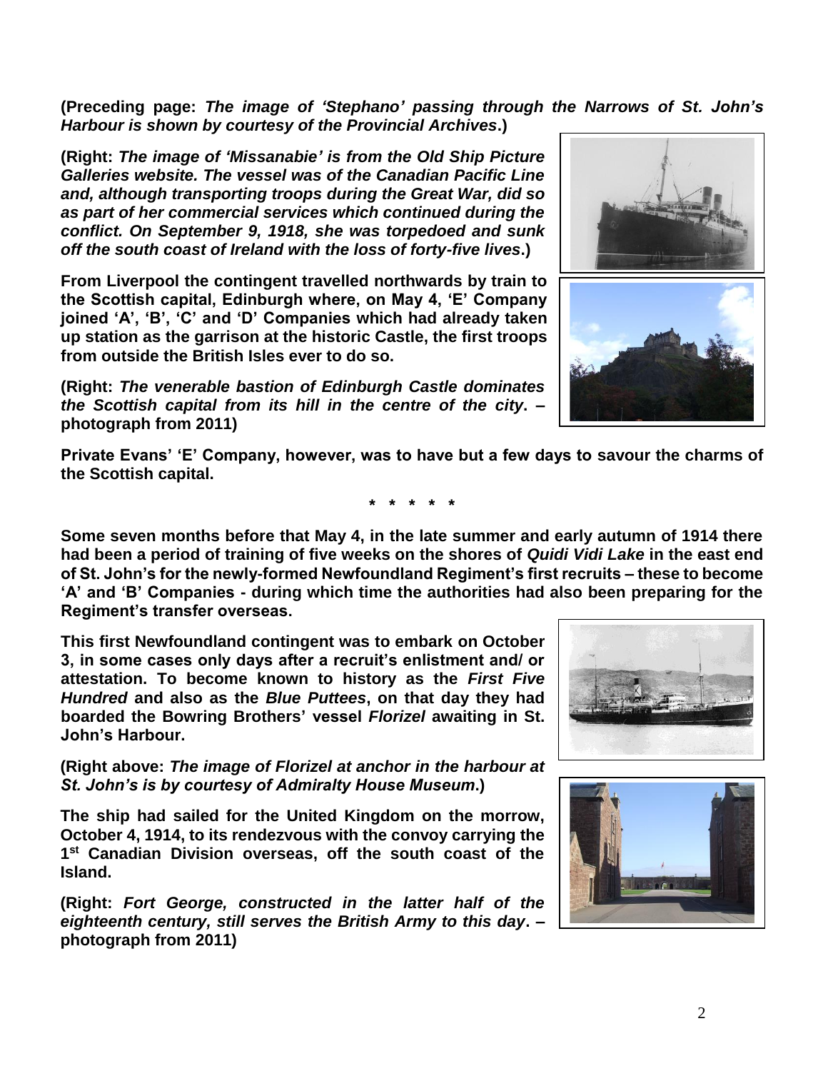**(Preceding page:** ***The image of 'Stephano' passing through the Narrows of St. John's Harbour is shown by courtesy of the Provincial Archives*****.)**

**(Right:** ***The image of 'Missanabie' is from the Old Ship Picture Galleries website. The vessel was of the Canadian Pacific Line and, although transporting troops during the Great War, did so as part of her commercial services which continued during the conflict. On September 9, 1918, she was torpedoed and sunk off the south coast of Ireland with the loss of forty-five lives*****.)**

**From Liverpool the contingent travelled northwards by train to the Scottish capital, Edinburgh where, on May 4, 'E' Company joined 'A', 'B', 'C' and 'D' Companies which had already taken up station as the garrison at the historic Castle, the first troops from outside the British Isles ever to do so.**

**(Right:** ***The venerable bastion of Edinburgh Castle dominates the Scottish capital from its hill in the centre of the city*****. – photograph from 2011)**

**Private Evans' 'E' Company, however, was to have but a few days to savour the charms of the Scottish capital.**

**\* \* \* \* \***

**Some seven months before that May 4, in the late summer and early autumn of 1914 there had been a period of training of five weeks on the shores of** ***Quidi Vidi Lake*** **in the east end of St. John's for the newly-formed Newfoundland Regiment's first recruits – these to become 'A' and 'B' Companies - during which time the authorities had also been preparing for the Regiment's transfer overseas.**

**This first Newfoundland contingent was to embark on October 3, in some cases only days after a recruit's enlistment and/ or attestation. To become known to history as the** ***First Five Hundred*** **and also as the** ***Blue Puttees*****, on that day they had boarded the Bowring Brothers' vessel** ***Florizel*** **awaiting in St. John's Harbour.**

**(Right above:** ***The image of Florizel at anchor in the harbour at St. John's is by courtesy of Admiralty House Museum*****.)**

**The ship had sailed for the United Kingdom on the morrow, October 4, 1914, to its rendezvous with the convoy carrying the 1st Canadian Division overseas, off the south coast of the Island.**

**(Right:** ***Fort George, constructed in the latter half of the eighteenth century, still serves the British Army to this day*****. – photograph from 2011)**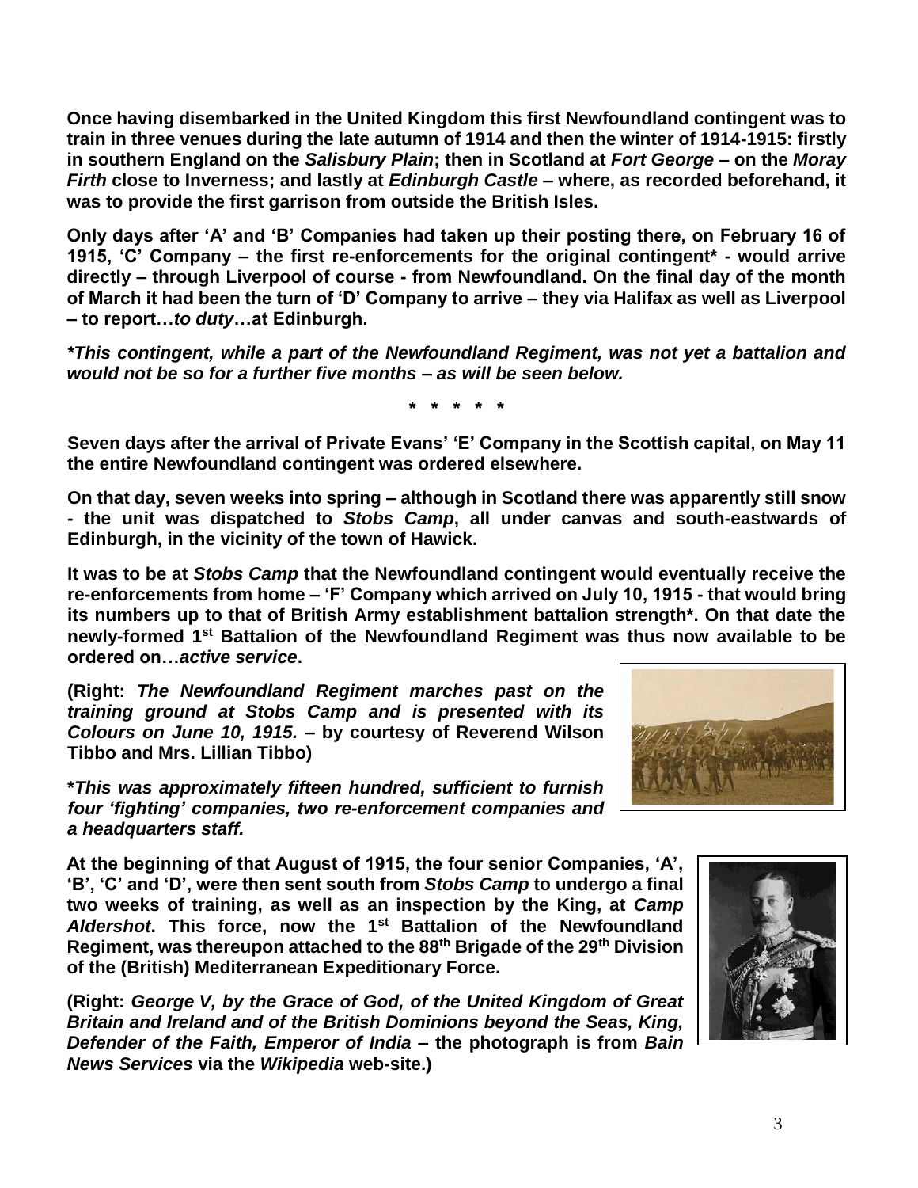**Once having disembarked in the United Kingdom this first Newfoundland contingent was to train in three venues during the late autumn of 1914 and then the winter of 1914-1915: firstly in southern England on the *Salisbury Plain*; then in Scotland at *Fort George* – on the *Moray Firth* close to Inverness; and lastly at *Edinburgh Castle* – where, as recorded beforehand, it was to provide the first garrison from outside the British Isles.**

**Only days after 'A' and 'B' Companies had taken up their posting there, on February 16 of 1915, 'C' Company – the first re-enforcements for the original contingent* - would arrive directly – through Liverpool of course - from Newfoundland. On the final day of the month of March it had been the turn of 'D' Company to arrive – they via Halifax as well as Liverpool – to report…*to duty*…at Edinburgh.**

***This contingent, while a part of the Newfoundland Regiment, was not yet a battalion and would not be so for a further five months – as will be seen below.***

**\* \* \* \* \***

**Seven days after the arrival of Private Evans' 'E' Company in the Scottish capital, on May 11 the entire Newfoundland contingent was ordered elsewhere.**

**On that day, seven weeks into spring – although in Scotland there was apparently still snow - the unit was dispatched to *Stobs Camp*, all under canvas and south-eastwards of Edinburgh, in the vicinity of the town of Hawick.**

**It was to be at *Stobs Camp* that the Newfoundland contingent would eventually receive the re-enforcements from home – 'F' Company which arrived on July 10, 1915 - that would bring its numbers up to that of British Army establishment battalion strength*. On that date the newly-formed 1st Battalion of the Newfoundland Regiment was thus now available to be ordered on…*active service*.**

**(Right: *The Newfoundland Regiment marches past on the training ground at Stobs Camp and is presented with its Colours on June 10, 1915.* – by courtesy of Reverend Wilson Tibbo and Mrs. Lillian Tibbo)**

***This was approximately fifteen hundred, sufficient to furnish four 'fighting' companies, two re-enforcement companies and a headquarters staff.***

**At the beginning of that August of 1915, the four senior Companies, 'A', 'B', 'C' and 'D', were then sent south from *Stobs Camp* to undergo a final two weeks of training, as well as an inspection by the King, at *Camp Aldershot*. This force, now the 1st Battalion of the Newfoundland Regiment, was thereupon attached to the 88th Brigade of the 29th Division of the (British) Mediterranean Expeditionary Force.**

**(Right: *George V, by the Grace of God, of the United Kingdom of Great Britain and Ireland and of the British Dominions beyond the Seas, King, Defender of the Faith, Emperor of India* – the photograph is from *Bain News Services* via the *Wikipedia* web-site.)**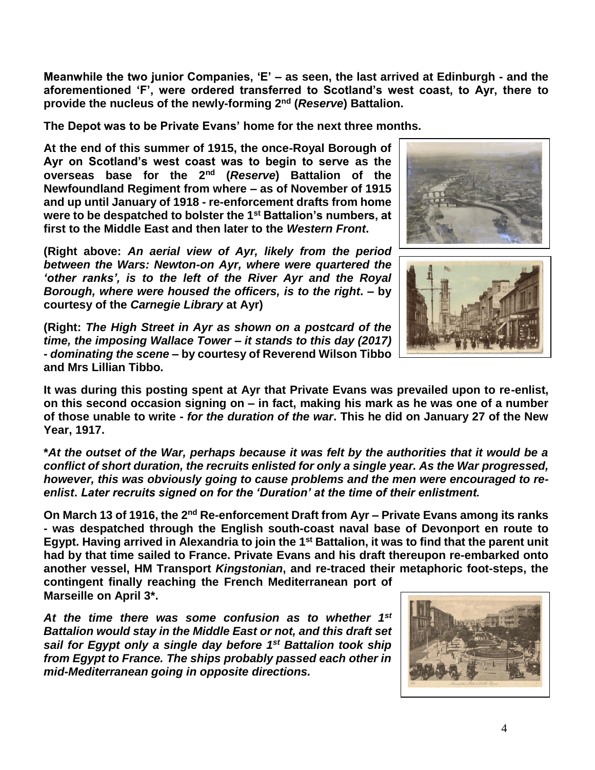**Meanwhile the two junior Companies, 'E' – as seen, the last arrived at Edinburgh - and the aforementioned 'F', were ordered transferred to Scotland's west coast, to Ayr, there to provide the nucleus of the newly-forming 2nd (*Reserve*) Battalion.**

**The Depot was to be Private Evans' home for the next three months.**

**At the end of this summer of 1915, the once-Royal Borough of Ayr on Scotland's west coast was to begin to serve as the overseas base for the 2nd (*Reserve*) Battalion of the Newfoundland Regiment from where – as of November of 1915 and up until January of 1918 - re-enforcement drafts from home were to be despatched to bolster the 1st Battalion's numbers, at first to the Middle East and then later to the *Western Front*.**

**(Right above: *An aerial view of Ayr, likely from the period between the Wars: Newton-on Ayr, where were quartered the 'other ranks', is to the left of the River Ayr and the Royal Borough, where were housed the officers, is to the right*. – by courtesy of the *Carnegie Library* at Ayr)**

**(Right: *The High Street in Ayr as shown on a postcard of the time, the imposing Wallace Tower – it stands to this day (2017) - dominating the scene* – by courtesy of Reverend Wilson Tibbo and Mrs Lillian Tibbo.**

**It was during this posting spent at Ayr that Private Evans was prevailed upon to re-enlist, on this second occasion signing on – in fact, making his mark as he was one of a number of those unable to write - *for the duration of the war*. This he did on January 27 of the New Year, 1917.**

***At the outset of the War, perhaps because it was felt by the authorities that it would be a conflict of short duration, the recruits enlisted for only a single year. As the War progressed, however, this was obviously going to cause problems and the men were encouraged to re-enlist*. *Later recruits signed on for the 'Duration' at the time of their enlistment.***

**On March 13 of 1916, the 2nd Re-enforcement Draft from Ayr – Private Evans among its ranks - was despatched through the English south-coast naval base of Devonport en route to Egypt. Having arrived in Alexandria to join the 1st Battalion, it was to find that the parent unit had by that time sailed to France. Private Evans and his draft thereupon re-embarked onto another vessel, HM Transport *Kingstonian*, and re-traced their metaphoric foot-steps, the contingent finally reaching the French Mediterranean port of Marseille on April 3*.**

***At the time there was some confusion as to whether 1st Battalion would stay in the Middle East or not, and this draft set sail for Egypt only a single day before 1st Battalion took ship from Egypt to France. The ships probably passed each other in mid-Mediterranean going in opposite directions.***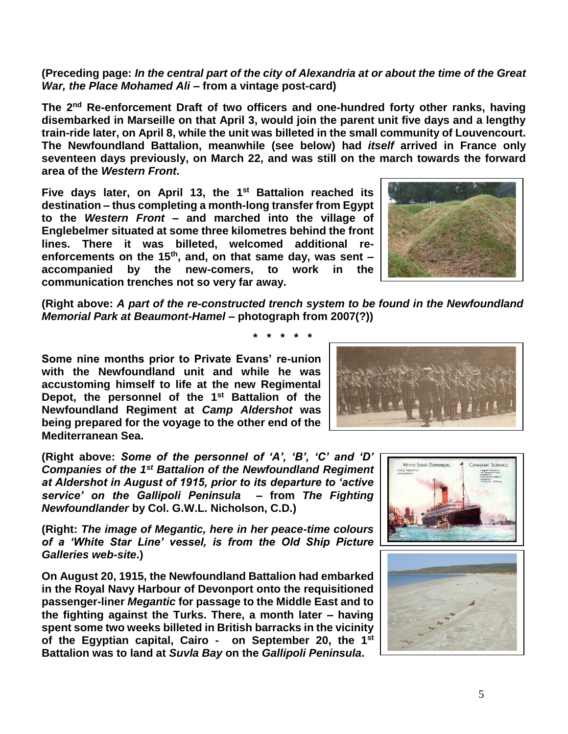**(Preceding page: *In the central part of the city of Alexandria at or about the time of the Great War, the Place Mohamed Ali* – from a vintage post-card)**

**The 2nd Re-enforcement Draft of two officers and one-hundred forty other ranks, having disembarked in Marseille on that April 3, would join the parent unit five days and a lengthy train-ride later, on April 8, while the unit was billeted in the small community of Louvencourt. The Newfoundland Battalion, meanwhile (see below) had *itself* arrived in France only seventeen days previously, on March 22, and was still on the march towards the forward area of the *Western Front*.**

**Five days later, on April 13, the 1st Battalion reached its destination – thus completing a month-long transfer from Egypt to the *Western Front* – and marched into the village of Englebelmer situated at some three kilometres behind the front lines. There it was billeted, welcomed additional re-enforcements on the 15th, and, on that same day, was sent – accompanied by the new-comers, to work in the communication trenches not so very far away.**

**(Right above: *A part of the re-constructed trench system to be found in the Newfoundland Memorial Park at Beaumont-Hamel* – photograph from 2007(?))**

**\* \* \* \* \***

**Some nine months prior to Private Evans' re-union with the Newfoundland unit and while he was accustoming himself to life at the new Regimental Depot, the personnel of the 1st Battalion of the Newfoundland Regiment at *Camp Aldershot* was being prepared for the voyage to the other end of the Mediterranean Sea.**

**(Right above: *Some of the personnel of 'A', 'B', 'C' and 'D' Companies of the 1st Battalion of the Newfoundland Regiment at Aldershot in August of 1915, prior to its departure to 'active service' on the Gallipoli Peninsula* – from *The Fighting Newfoundlander* by Col. G.W.L. Nicholson, C.D.)**

**(Right: *The image of Megantic, here in her peace-time colours of a 'White Star Line' vessel, is from the Old Ship Picture Galleries web-site*.)**

**On August 20, 1915, the Newfoundland Battalion had embarked in the Royal Navy Harbour of Devonport onto the requisitioned passenger-liner *Megantic* for passage to the Middle East and to the fighting against the Turks. There, a month later – having spent some two weeks billeted in British barracks in the vicinity of the Egyptian capital, Cairo - on September 20, the 1st Battalion was to land at *Suvla Bay* on the *Gallipoli Peninsula*.**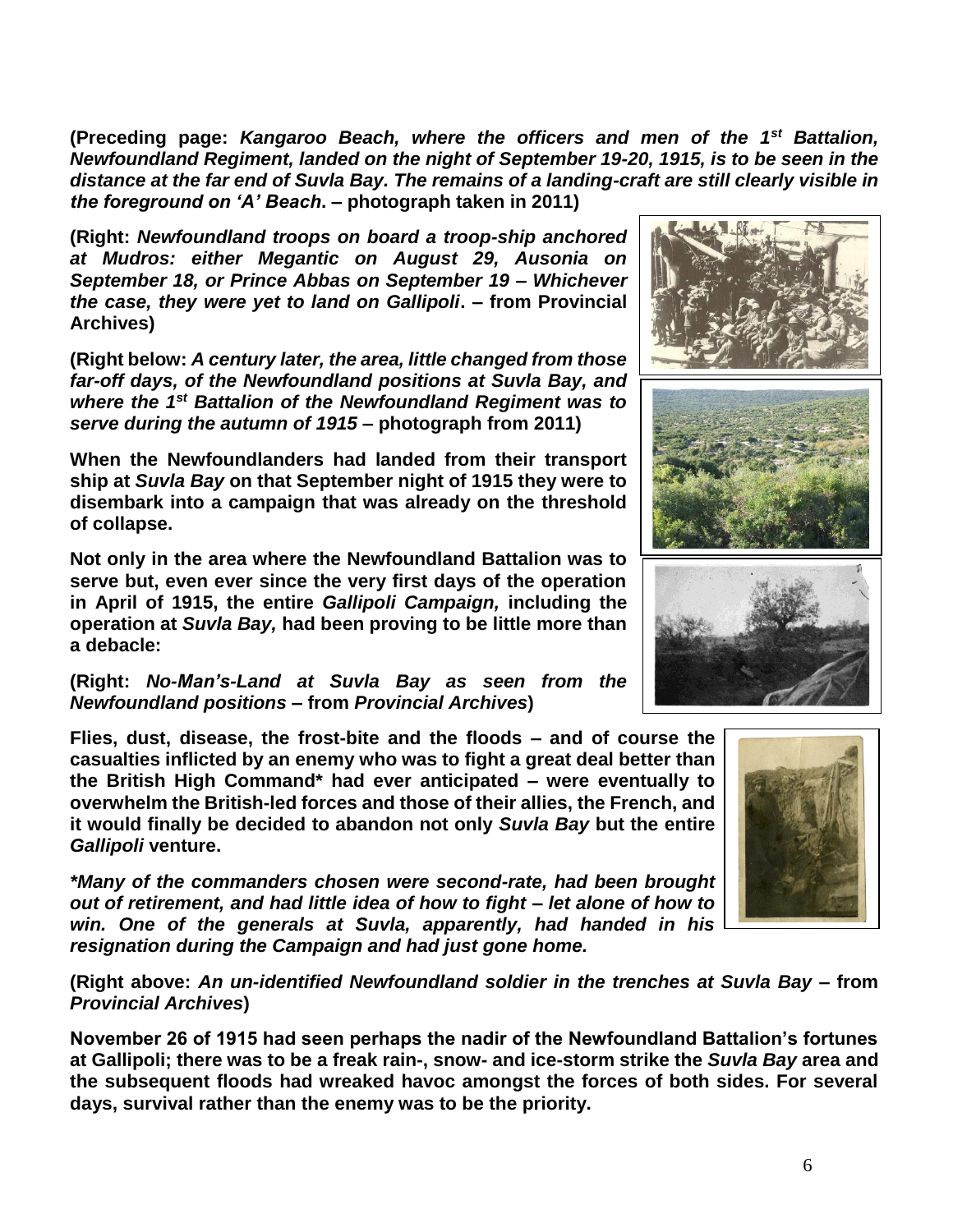**(Preceding page:** ***Kangaroo Beach, where the officers and men of the 1st Battalion, Newfoundland Regiment, landed on the night of September 19-20, 1915, is to be seen in the distance at the far end of Suvla Bay. The remains of a landing-craft are still clearly visible in the foreground on 'A' Beach*****. – photograph taken in 2011)**

**(Right:** ***Newfoundland troops on board a troop-ship anchored at Mudros: either Megantic on August 29, Ausonia on September 18, or Prince Abbas on September 19 – Whichever the case, they were yet to land on Gallipoli*****. – from Provincial Archives)**

**(Right below:** ***A century later, the area, little changed from those far-off days, of the Newfoundland positions at Suvla Bay, and where the 1st Battalion of the Newfoundland Regiment was to serve during the autumn of 1915*** **– photograph from 2011)**

**When the Newfoundlanders had landed from their transport ship at** ***Suvla Bay*** **on that September night of 1915 they were to disembark into a campaign that was already on the threshold of collapse.**

**Not only in the area where the Newfoundland Battalion was to serve but, even ever since the very first days of the operation in April of 1915, the entire** ***Gallipoli Campaign,*** **including the operation at** ***Suvla Bay,*** **had been proving to be little more than a debacle:**

**(Right:** ***No-Man's-Land at Suvla Bay as seen from the Newfoundland positions*** **– from** ***Provincial Archives*****)**

**Flies, dust, disease, the frost-bite and the floods – and of course the casualties inflicted by an enemy who was to fight a great deal better than the British High Command\* had ever anticipated – were eventually to overwhelm the British-led forces and those of their allies, the French, and it would finally be decided to abandon not only** ***Suvla Bay*** **but the entire** ***Gallipoli*** **venture.**

***\*Many of the commanders chosen were second-rate, had been brought out of retirement, and had little idea of how to fight – let alone of how to win. One of the generals at Suvla, apparently, had handed in his resignation during the Campaign and had just gone home.***

**(Right above:** ***An un-identified Newfoundland soldier in the trenches at Suvla Bay*** **– from** ***Provincial Archives*****)**

**November 26 of 1915 had seen perhaps the nadir of the Newfoundland Battalion's fortunes at Gallipoli; there was to be a freak rain-, snow- and ice-storm strike the** ***Suvla Bay*** **area and the subsequent floods had wreaked havoc amongst the forces of both sides. For several days, survival rather than the enemy was to be the priority.**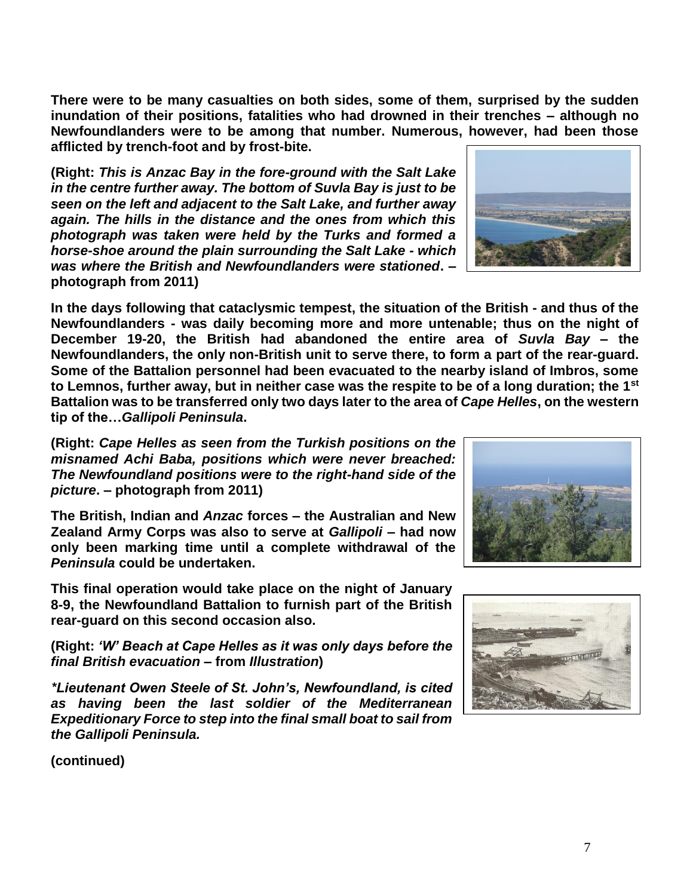**There were to be many casualties on both sides, some of them, surprised by the sudden inundation of their positions, fatalities who had drowned in their trenches – although no Newfoundlanders were to be among that number. Numerous, however, had been those afflicted by trench-foot and by frost-bite.**

**(Right: *This is Anzac Bay in the fore-ground with the Salt Lake in the centre further away. The bottom of Suvla Bay is just to be seen on the left and adjacent to the Salt Lake, and further away again. The hills in the distance and the ones from which this photograph was taken were held by the Turks and formed a horse-shoe around the plain surrounding the Salt Lake - which was where the British and Newfoundlanders were stationed*. – photograph from 2011)**

**In the days following that cataclysmic tempest, the situation of the British - and thus of the Newfoundlanders - was daily becoming more and more untenable; thus on the night of December 19-20, the British had abandoned the entire area of *Suvla Bay* – the Newfoundlanders, the only non-British unit to serve there, to form a part of the rear-guard. Some of the Battalion personnel had been evacuated to the nearby island of Imbros, some to Lemnos, further away, but in neither case was the respite to be of a long duration; the 1st Battalion was to be transferred only two days later to the area of *Cape Helles*, on the western tip of the…*Gallipoli Peninsula*.**

**(Right: *Cape Helles as seen from the Turkish positions on the misnamed Achi Baba, positions which were never breached: The Newfoundland positions were to the right-hand side of the picture*. – photograph from 2011)**

**The British, Indian and *Anzac* forces – the Australian and New Zealand Army Corps was also to serve at *Gallipoli* – had now only been marking time until a complete withdrawal of the *Peninsula* could be undertaken.**

**This final operation would take place on the night of January 8-9, the Newfoundland Battalion to furnish part of the British rear-guard on this second occasion also.**

**(Right: *'W' Beach at Cape Helles as it was only days before the final British evacuation* – from *Illustration*)**

***\*Lieutenant Owen Steele of St. John's, Newfoundland, is cited as having been the last soldier of the Mediterranean Expeditionary Force to step into the final small boat to sail from the Gallipoli Peninsula.***

**(continued)**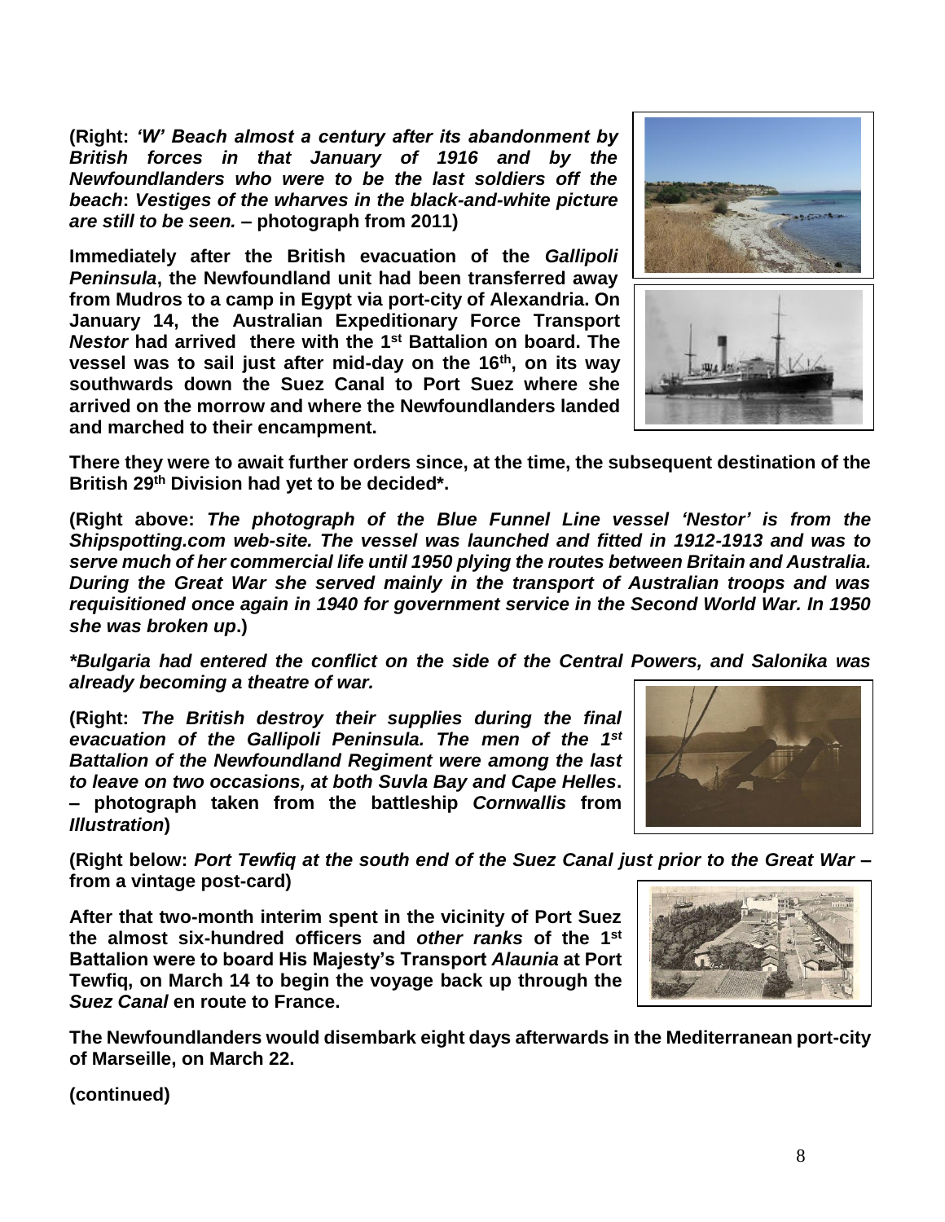**(Right: *'W' Beach almost a century after its abandonment by British forces in that January of 1916 and by the Newfoundlanders who were to be the last soldiers off the beach*: *Vestiges of the wharves in the black-and-white picture are still to be seen.* – photograph from 2011)**

**Immediately after the British evacuation of the *Gallipoli Peninsula*, the Newfoundland unit had been transferred away from Mudros to a camp in Egypt via port-city of Alexandria. On January 14, the Australian Expeditionary Force Transport *Nestor* had arrived there with the 1st Battalion on board. The vessel was to sail just after mid-day on the 16th, on its way southwards down the Suez Canal to Port Suez where she arrived on the morrow and where the Newfoundlanders landed and marched to their encampment.**

**There they were to await further orders since, at the time, the subsequent destination of the British 29th Division had yet to be decided*.**

**(Right above: *The photograph of the Blue Funnel Line vessel 'Nestor' is from the Shipspotting.com web-site. The vessel was launched and fitted in 1912-1913 and was to serve much of her commercial life until 1950 plying the routes between Britain and Australia. During the Great War she served mainly in the transport of Australian troops and was requisitioned once again in 1940 for government service in the Second World War. In 1950 she was broken up*.)**

***Bulgaria had entered the conflict on the side of the Central Powers, and Salonika was already becoming a theatre of war.***

**(Right: *The British destroy their supplies during the final evacuation of the Gallipoli Peninsula. The men of the 1st Battalion of the Newfoundland Regiment were among the last to leave on two occasions, at both Suvla Bay and Cape Helles*. – photograph taken from the battleship *Cornwallis* from *Illustration*)**

**(Right below: *Port Tewfiq at the south end of the Suez Canal just prior to the Great War* – from a vintage post-card)**

**After that two-month interim spent in the vicinity of Port Suez the almost six-hundred officers and *other ranks* of the 1st Battalion were to board His Majesty's Transport *Alaunia* at Port Tewfiq, on March 14 to begin the voyage back up through the *Suez Canal* en route to France.**

**The Newfoundlanders would disembark eight days afterwards in the Mediterranean port-city of Marseille, on March 22.**

**(continued)**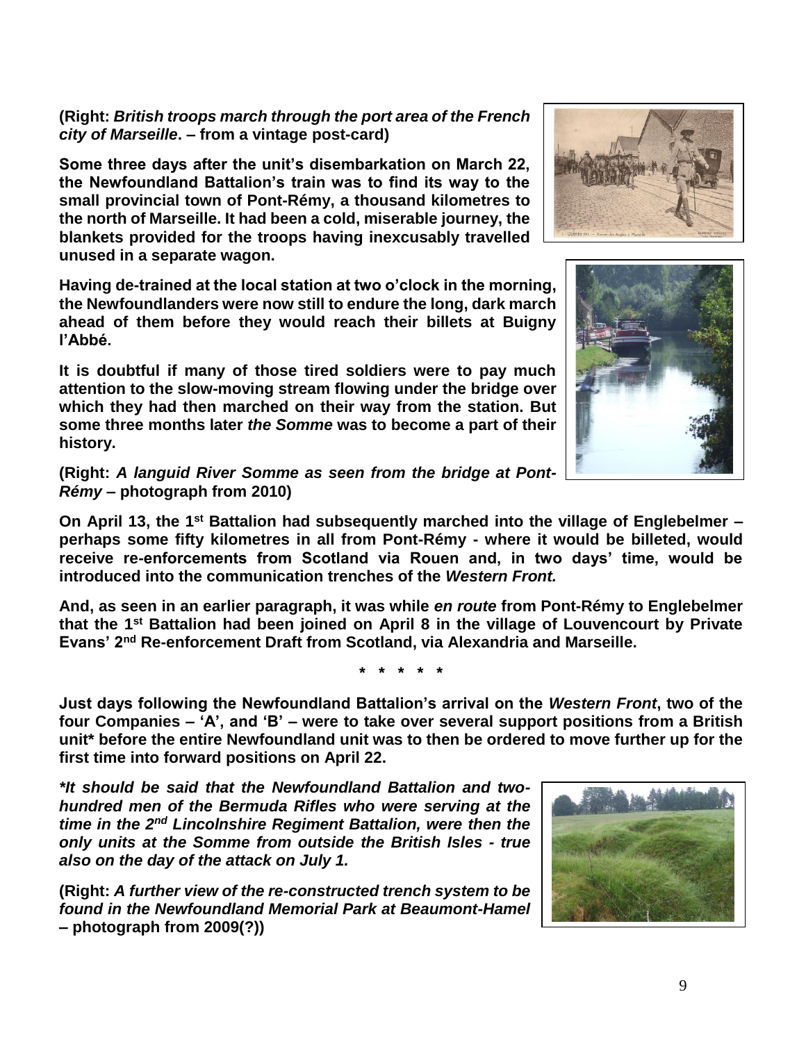**(Right: *British troops march through the port area of the French city of Marseille*. – from a vintage post-card)**

**Some three days after the unit's disembarkation on March 22, the Newfoundland Battalion's train was to find its way to the small provincial town of Pont-Rémy, a thousand kilometres to the north of Marseille. It had been a cold, miserable journey, the blankets provided for the troops having inexcusably travelled unused in a separate wagon.**

**Having de-trained at the local station at two o'clock in the morning, the Newfoundlanders were now still to endure the long, dark march ahead of them before they would reach their billets at Buigny l'Abbé.**

**It is doubtful if many of those tired soldiers were to pay much attention to the slow-moving stream flowing under the bridge over which they had then marched on their way from the station. But some three months later *the Somme* was to become a part of their history.**

**(Right: *A languid River Somme as seen from the bridge at Pont-Rémy* – photograph from 2010)**

**On April 13, the 1st Battalion had subsequently marched into the village of Englebelmer – perhaps some fifty kilometres in all from Pont-Rémy - where it would be billeted, would receive re-enforcements from Scotland via Rouen and, in two days' time, would be introduced into the communication trenches of the *Western Front.***

**And, as seen in an earlier paragraph, it was while *en route* from Pont-Rémy to Englebelmer that the 1st Battalion had been joined on April 8 in the village of Louvencourt by Private Evans' 2nd Re-enforcement Draft from Scotland, via Alexandria and Marseille.**

**\* \* \* \* \***

**Just days following the Newfoundland Battalion's arrival on the *Western Front*, two of the four Companies – 'A', and 'B' – were to take over several support positions from a British unit\* before the entire Newfoundland unit was to then be ordered to move further up for the first time into forward positions on April 22.**

***\*It should be said that the Newfoundland Battalion and two-hundred men of the Bermuda Rifles who were serving at the time in the 2nd Lincolnshire Regiment Battalion, were then the only units at the Somme from outside the British Isles - true also on the day of the attack on July 1.***

**(Right: *A further view of the re-constructed trench system to be found in the Newfoundland Memorial Park at Beaumont-Hamel* – photograph from 2009(?))**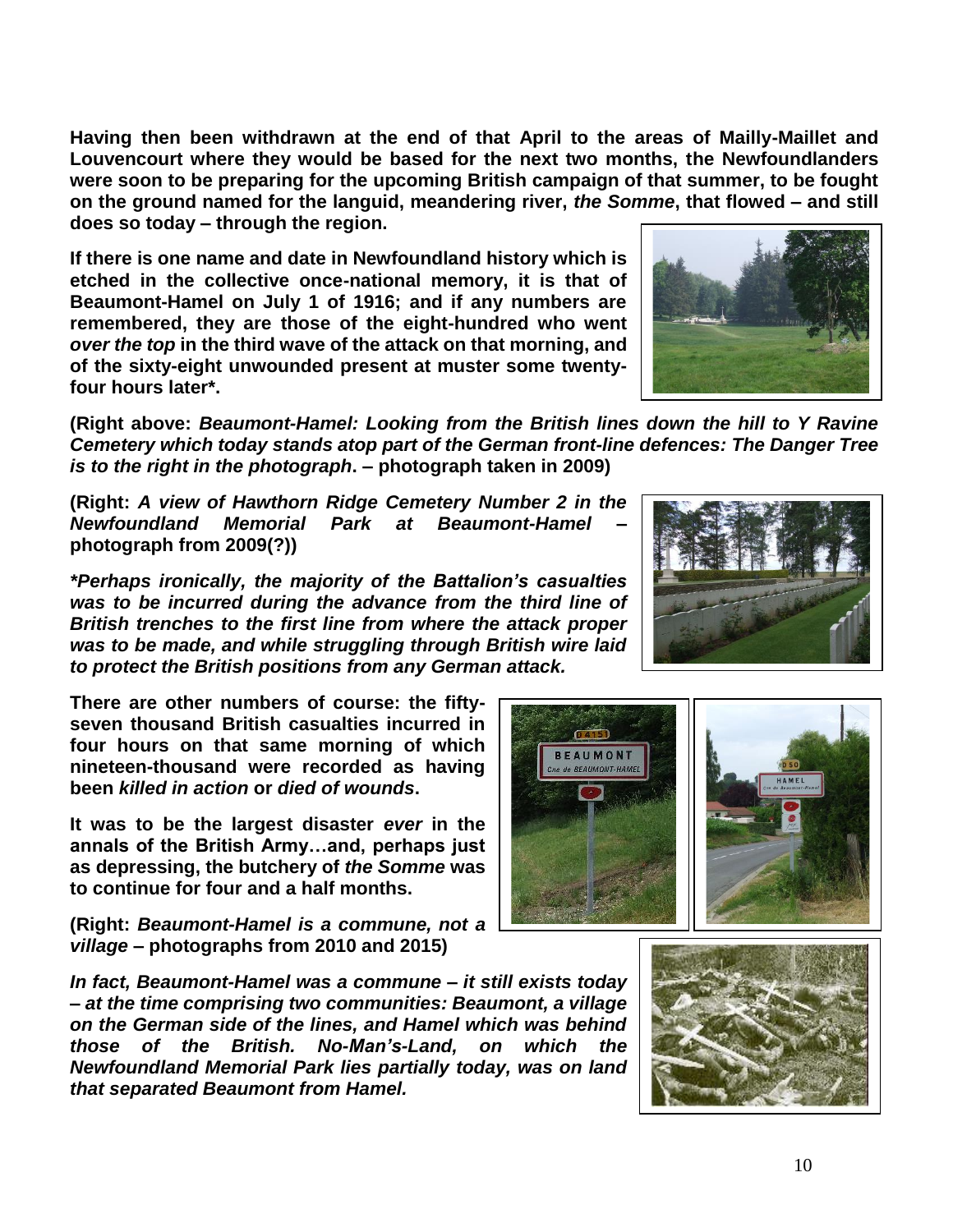**Having then been withdrawn at the end of that April to the areas of Mailly-Maillet and Louvencourt where they would be based for the next two months, the Newfoundlanders were soon to be preparing for the upcoming British campaign of that summer, to be fought on the ground named for the languid, meandering river, *the Somme*, that flowed – and still does so today – through the region.**

**If there is one name and date in Newfoundland history which is etched in the collective once-national memory, it is that of Beaumont-Hamel on July 1 of 1916; and if any numbers are remembered, they are those of the eight-hundred who went *over the top* in the third wave of the attack on that morning, and of the sixty-eight unwounded present at muster some twenty-four hours later\*.**

**(Right above: *Beaumont-Hamel: Looking from the British lines down the hill to Y Ravine Cemetery which today stands atop part of the German front-line defences: The Danger Tree is to the right in the photograph*. – photograph taken in 2009)**

**(Right: *A view of Hawthorn Ridge Cemetery Number 2 in the Newfoundland Memorial Park at Beaumont-Hamel* – photograph from 2009(?))**

***\*Perhaps ironically, the majority of the Battalion's casualties was to be incurred during the advance from the third line of British trenches to the first line from where the attack proper was to be made, and while struggling through British wire laid to protect the British positions from any German attack.***

**There are other numbers of course: the fifty-seven thousand British casualties incurred in four hours on that same morning of which nineteen-thousand were recorded as having been *killed in action* or *died of wounds*.**

**It was to be the largest disaster *ever* in the annals of the British Army…and, perhaps just as depressing, the butchery of *the Somme* was to continue for four and a half months.**

**(Right: *Beaumont-Hamel is a commune, not a village* – photographs from 2010 and 2015)**

***In fact, Beaumont-Hamel was a commune – it still exists today – at the time comprising two communities: Beaumont, a village on the German side of the lines, and Hamel which was behind those of the British. No-Man's-Land, on which the Newfoundland Memorial Park lies partially today, was on land that separated Beaumont from Hamel.***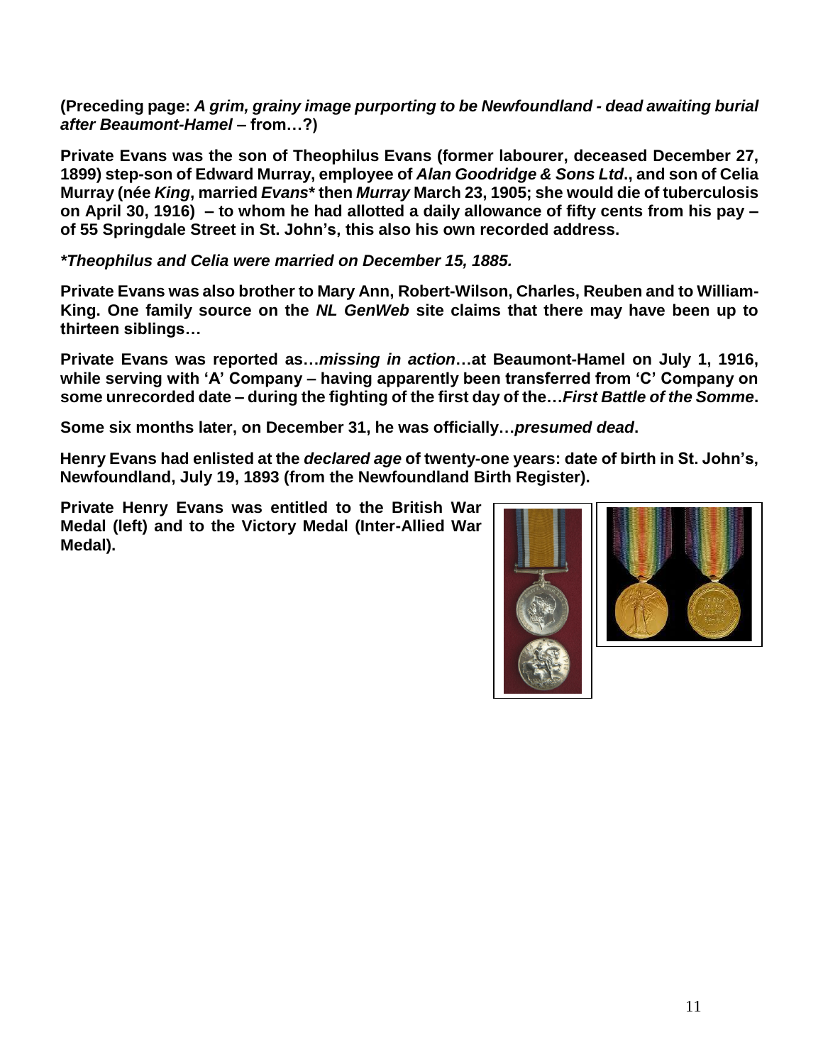**(Preceding page: *A grim, grainy image purporting to be Newfoundland - dead awaiting burial after Beaumont-Hamel* – from…?)**

**Private Evans was the son of Theophilus Evans (former labourer, deceased December 27, 1899) step-son of Edward Murray, employee of *Alan Goodridge & Sons Ltd*., and son of Celia Murray (née *King*, married *Evans** then *Murray* March 23, 1905; she would die of tuberculosis on April 30, 1916) – to whom he had allotted a daily allowance of fifty cents from his pay – of 55 Springdale Street in St. John's, this also his own recorded address.**

***\*Theophilus and Celia were married on December 15, 1885.***

**Private Evans was also brother to Mary Ann, Robert-Wilson, Charles, Reuben and to William-King. One family source on the *NL GenWeb* site claims that there may have been up to thirteen siblings…**

**Private Evans was reported as…*missing in action*…at Beaumont-Hamel on July 1, 1916, while serving with 'A' Company – having apparently been transferred from 'C' Company on some unrecorded date – during the fighting of the first day of the…*First Battle of the Somme*.**

**Some six months later, on December 31, he was officially…*presumed dead*.**

**Henry Evans had enlisted at the *declared age* of twenty-one years: date of birth in St. John's, Newfoundland, July 19, 1893 (from the Newfoundland Birth Register).**

**Private Henry Evans was entitled to the British War Medal (left) and to the Victory Medal (Inter-Allied War Medal).**